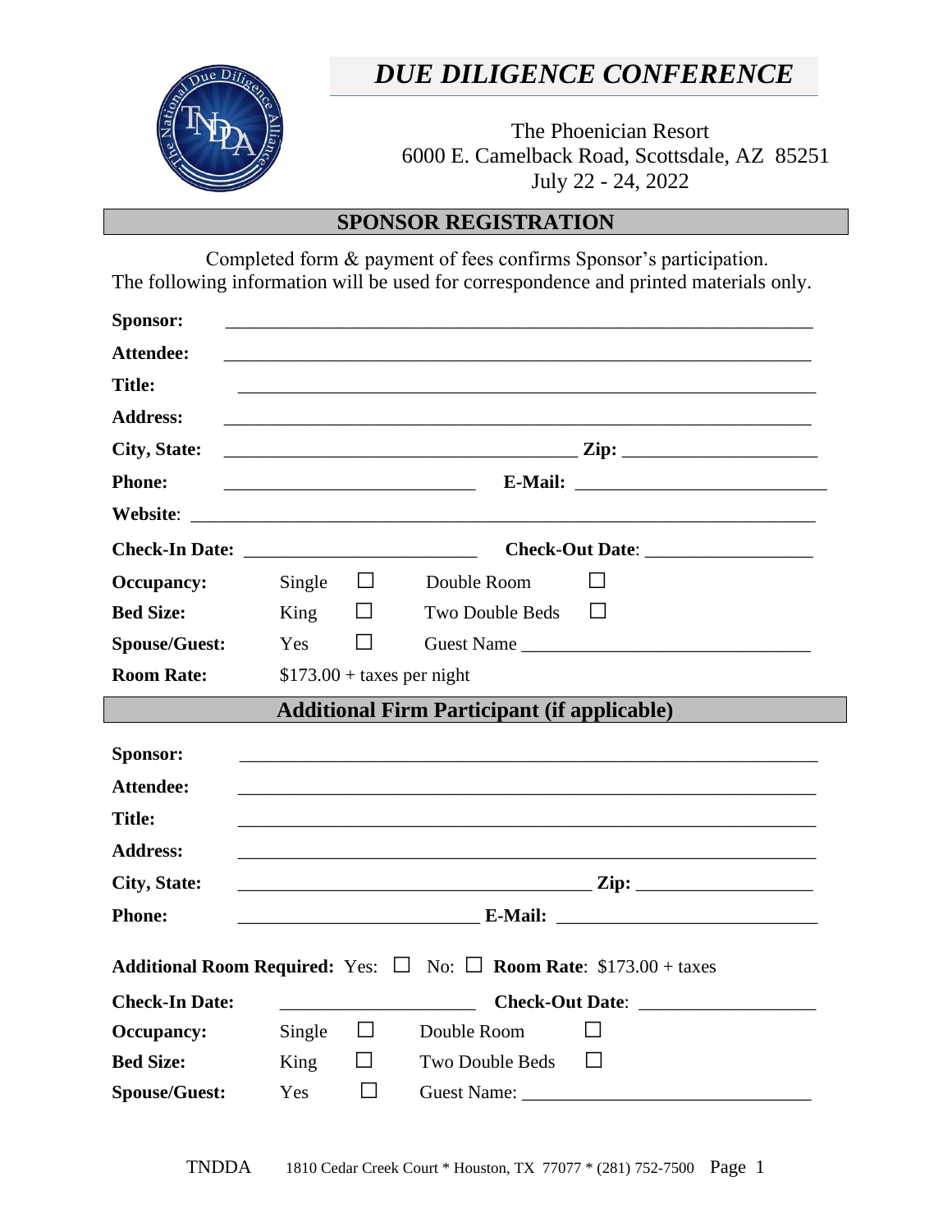# *DUE DILIGENCE CONFERENCE*

The Phoenician Resort
6000 E. Camelback Road, Scottsdale, AZ 85251
July 22 - 24, 2022

## SPONSOR REGISTRATION

Completed form & payment of fees confirms Sponsor's participation.
The following information will be used for correspondence and printed materials only.

**Sponsor:** ____________________________________________

**Attendee:** ____________________________________________

**Title:** ____________________________________________

**Address:** ____________________________________________

**City, State:** ____________________________ **Zip:** ______________

**Phone:** ____________________ **E-Mail:** ____________________

**Website**: ____________________________________________

**Check-In Date:** ________________ **Check-Out Date**: ______________

**Occupancy:** Single ☐ Double Room ☐

**Bed Size:** King ☐ Two Double Beds ☐

**Spouse/Guest:** Yes ☐ Guest Name ______________________

**Room Rate:** $173.00 + taxes per night

## Additional Firm Participant (if applicable)

**Sponsor:** ____________________________________________

**Attendee:** ____________________________________________

**Title:** ____________________________________________

**Address:** ____________________________________________

**City, State:** ____________________________ **Zip:** ______________

**Phone:** ____________________ **E-Mail:** ____________________

**Additional Room Required:** Yes: ☐ No: ☐ **Room Rate**: $173.00 + taxes

**Check-In Date:** ________________ **Check-Out Date**: ______________

**Occupancy:** Single ☐ Double Room ☐

**Bed Size:** King ☐ Two Double Beds ☐

**Spouse/Guest:** Yes ☐ Guest Name: ______________________

TNDDA 1810 Cedar Creek Court * Houston, TX 77077 * (281) 752-7500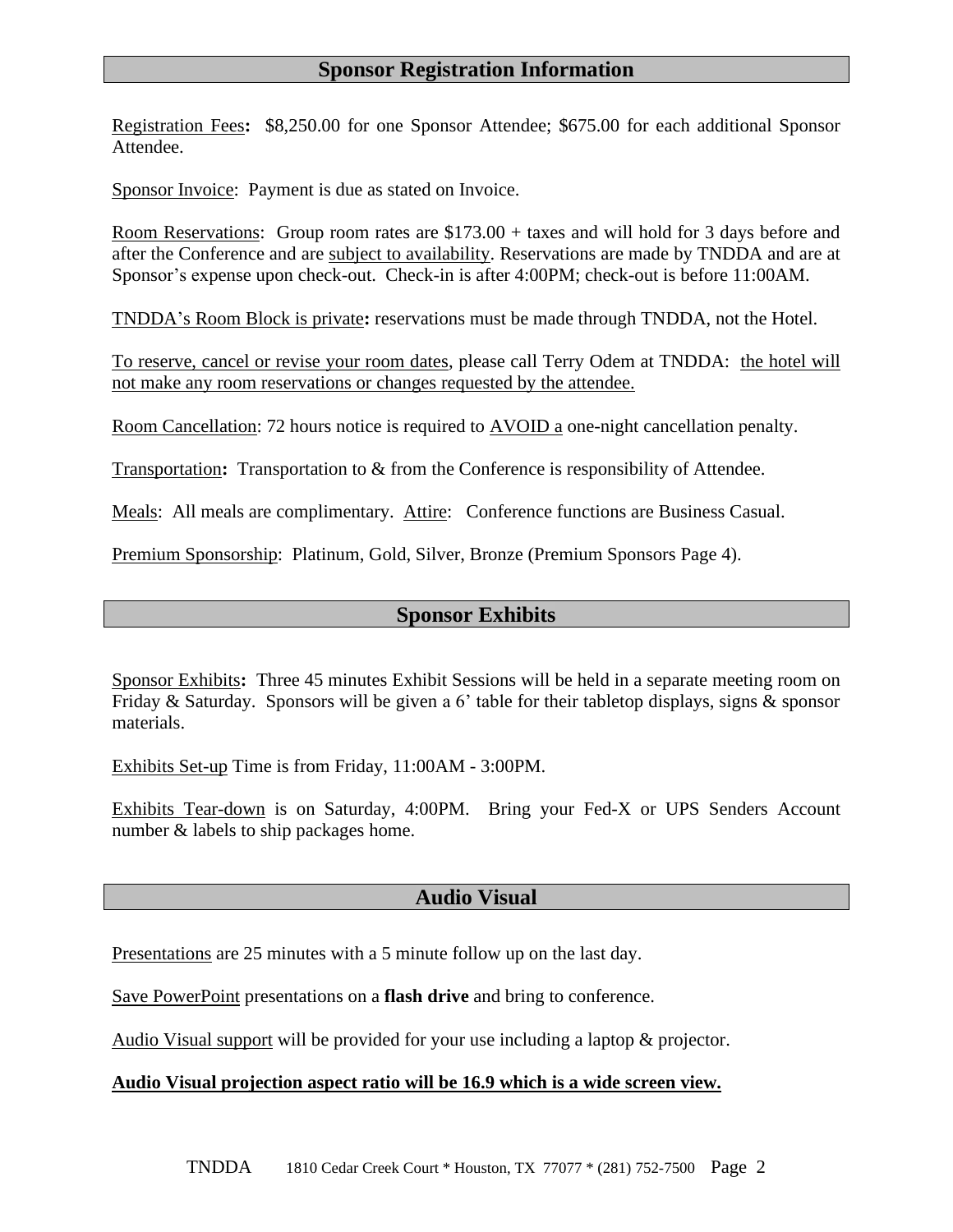## Sponsor Registration Information

Registration Fees**:** $8,250.00 for one Sponsor Attendee; $675.00 for each additional Sponsor Attendee.

Sponsor Invoice: Payment is due as stated on Invoice.

Room Reservations: Group room rates are $173.00 + taxes and will hold for 3 days before and after the Conference and are subject to availability. Reservations are made by TNDDA and are at Sponsor's expense upon check-out. Check-in is after 4:00PM; check-out is before 11:00AM.

TNDDA's Room Block is private**:** reservations must be made through TNDDA, not the Hotel.

To reserve, cancel or revise your room dates, please call Terry Odem at TNDDA: the hotel will not make any room reservations or changes requested by the attendee.

Room Cancellation: 72 hours notice is required to AVOID a one-night cancellation penalty.

Transportation**:** Transportation to & from the Conference is responsibility of Attendee.

Meals: All meals are complimentary. Attire: Conference functions are Business Casual.

Premium Sponsorship: Platinum, Gold, Silver, Bronze (Premium Sponsors Page 4).

## Sponsor Exhibits

Sponsor Exhibits**:** Three 45 minutes Exhibit Sessions will be held in a separate meeting room on Friday & Saturday. Sponsors will be given a 6' table for their tabletop displays, signs & sponsor materials.

Exhibits Set-up Time is from Friday, 11:00AM - 3:00PM.

Exhibits Tear-down is on Saturday, 4:00PM. Bring your Fed-X or UPS Senders Account number & labels to ship packages home.

## Audio Visual

Presentations are 25 minutes with a 5 minute follow up on the last day.

Save PowerPoint presentations on a **flash drive** and bring to conference.

Audio Visual support will be provided for your use including a laptop & projector.

**Audio Visual projection aspect ratio will be 16.9 which is a wide screen view.**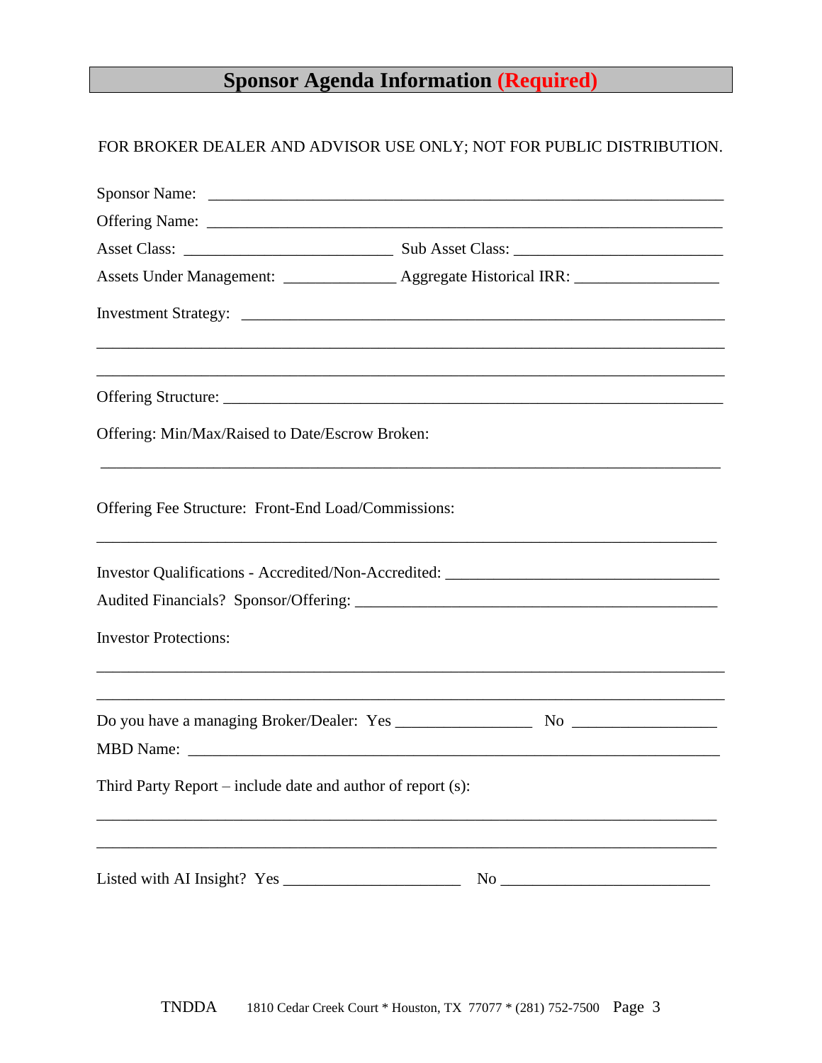# Sponsor Agenda Information (Required)

FOR BROKER DEALER AND ADVISOR USE ONLY; NOT FOR PUBLIC DISTRIBUTION.

Sponsor Name: ___________________________________________________________

Offering Name: ___________________________________________________________

Asset Class: __________________________ Sub Asset Class: __________________________

Assets Under Management: ______________ Aggregate Historical IRR: _________________

Investment Strategy: ____________________________________________________________

________________________________________________________________________________

________________________________________________________________________________

Offering Structure: ______________________________________________________________

Offering: Min/Max/Raised to Date/Escrow Broken:

________________________________________________________________________________

Offering Fee Structure: Front-End Load/Commissions:

________________________________________________________________________________

Investor Qualifications - Accredited/Non-Accredited: __________________________________

Audited Financials? Sponsor/Offering: _____________________________________________

Investor Protections:

________________________________________________________________________________

________________________________________________________________________________

Do you have a managing Broker/Dealer: Yes _________________ No _________________

MBD Name: _____________________________________________________________________

Third Party Report – include date and author of report (s):

________________________________________________________________________________

________________________________________________________________________________

Listed with AI Insight? Yes ______________________ No __________________________

TNDDA 1810 Cedar Creek Court * Houston, TX 77077 * (281) 752-7500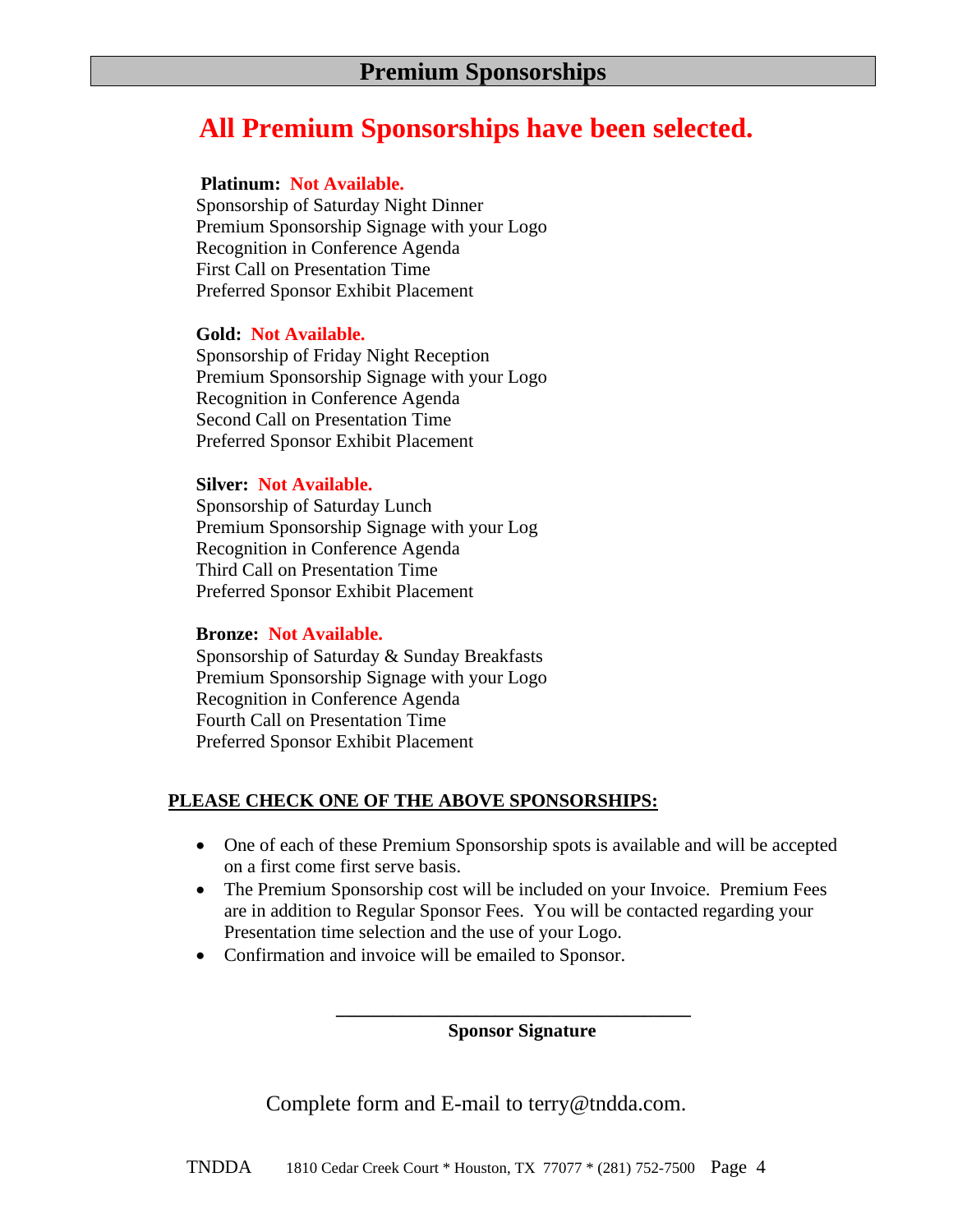## Premium Sponsorships

# All Premium Sponsorships have been selected.

**Platinum:** **Not Available.**
Sponsorship of Saturday Night Dinner
Premium Sponsorship Signage with your Logo
Recognition in Conference Agenda
First Call on Presentation Time
Preferred Sponsor Exhibit Placement

**Gold:** **Not Available.**
Sponsorship of Friday Night Reception
Premium Sponsorship Signage with your Logo
Recognition in Conference Agenda
Second Call on Presentation Time
Preferred Sponsor Exhibit Placement

**Silver:** **Not Available.**
Sponsorship of Saturday Lunch
Premium Sponsorship Signage with your Log
Recognition in Conference Agenda
Third Call on Presentation Time
Preferred Sponsor Exhibit Placement

**Bronze:** **Not Available.**
Sponsorship of Saturday & Sunday Breakfasts
Premium Sponsorship Signage with your Logo
Recognition in Conference Agenda
Fourth Call on Presentation Time
Preferred Sponsor Exhibit Placement

**PLEASE CHECK ONE OF THE ABOVE SPONSORSHIPS:**

- One of each of these Premium Sponsorship spots is available and will be accepted on a first come first serve basis.
- The Premium Sponsorship cost will be included on your Invoice. Premium Fees are in addition to Regular Sponsor Fees. You will be contacted regarding your Presentation time selection and the use of your Logo.
- Confirmation and invoice will be emailed to Sponsor.

______________________________________
**Sponsor Signature**

Complete form and E-mail to terry@tndda.com.

TNDDA 1810 Cedar Creek Court * Houston, TX 77077 * (281) 752-7500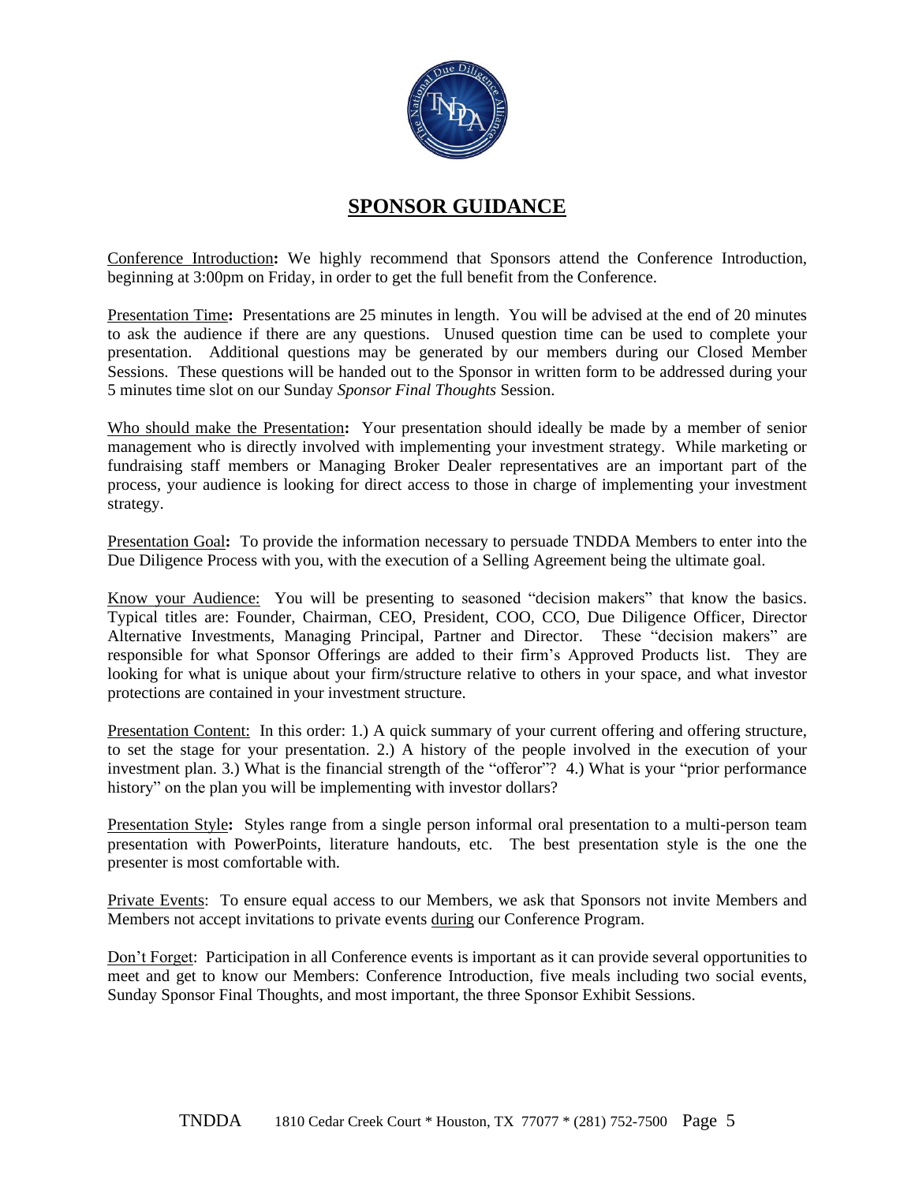# SPONSOR GUIDANCE

Conference Introduction**:** We highly recommend that Sponsors attend the Conference Introduction, beginning at 3:00pm on Friday, in order to get the full benefit from the Conference.

Presentation Time**:** Presentations are 25 minutes in length. You will be advised at the end of 20 minutes to ask the audience if there are any questions. Unused question time can be used to complete your presentation. Additional questions may be generated by our members during our Closed Member Sessions. These questions will be handed out to the Sponsor in written form to be addressed during your 5 minutes time slot on our Sunday *Sponsor Final Thoughts* Session.

Who should make the Presentation**:** Your presentation should ideally be made by a member of senior management who is directly involved with implementing your investment strategy. While marketing or fundraising staff members or Managing Broker Dealer representatives are an important part of the process, your audience is looking for direct access to those in charge of implementing your investment strategy.

Presentation Goal**:** To provide the information necessary to persuade TNDDA Members to enter into the Due Diligence Process with you, with the execution of a Selling Agreement being the ultimate goal.

Know your Audience: You will be presenting to seasoned "decision makers" that know the basics. Typical titles are: Founder, Chairman, CEO, President, COO, CCO, Due Diligence Officer, Director Alternative Investments, Managing Principal, Partner and Director. These "decision makers" are responsible for what Sponsor Offerings are added to their firm's Approved Products list. They are looking for what is unique about your firm/structure relative to others in your space, and what investor protections are contained in your investment structure.

Presentation Content: In this order: 1.) A quick summary of your current offering and offering structure, to set the stage for your presentation. 2.) A history of the people involved in the execution of your investment plan. 3.) What is the financial strength of the "offeror"? 4.) What is your "prior performance history" on the plan you will be implementing with investor dollars?

Presentation Style**:** Styles range from a single person informal oral presentation to a multi-person team presentation with PowerPoints, literature handouts, etc. The best presentation style is the one the presenter is most comfortable with.

Private Events: To ensure equal access to our Members, we ask that Sponsors not invite Members and Members not accept invitations to private events during our Conference Program.

Don't Forget: Participation in all Conference events is important as it can provide several opportunities to meet and get to know our Members: Conference Introduction, five meals including two social events, Sunday Sponsor Final Thoughts, and most important, the three Sponsor Exhibit Sessions.

TNDDA 1810 Cedar Creek Court * Houston, TX 77077 * (281) 752-7500